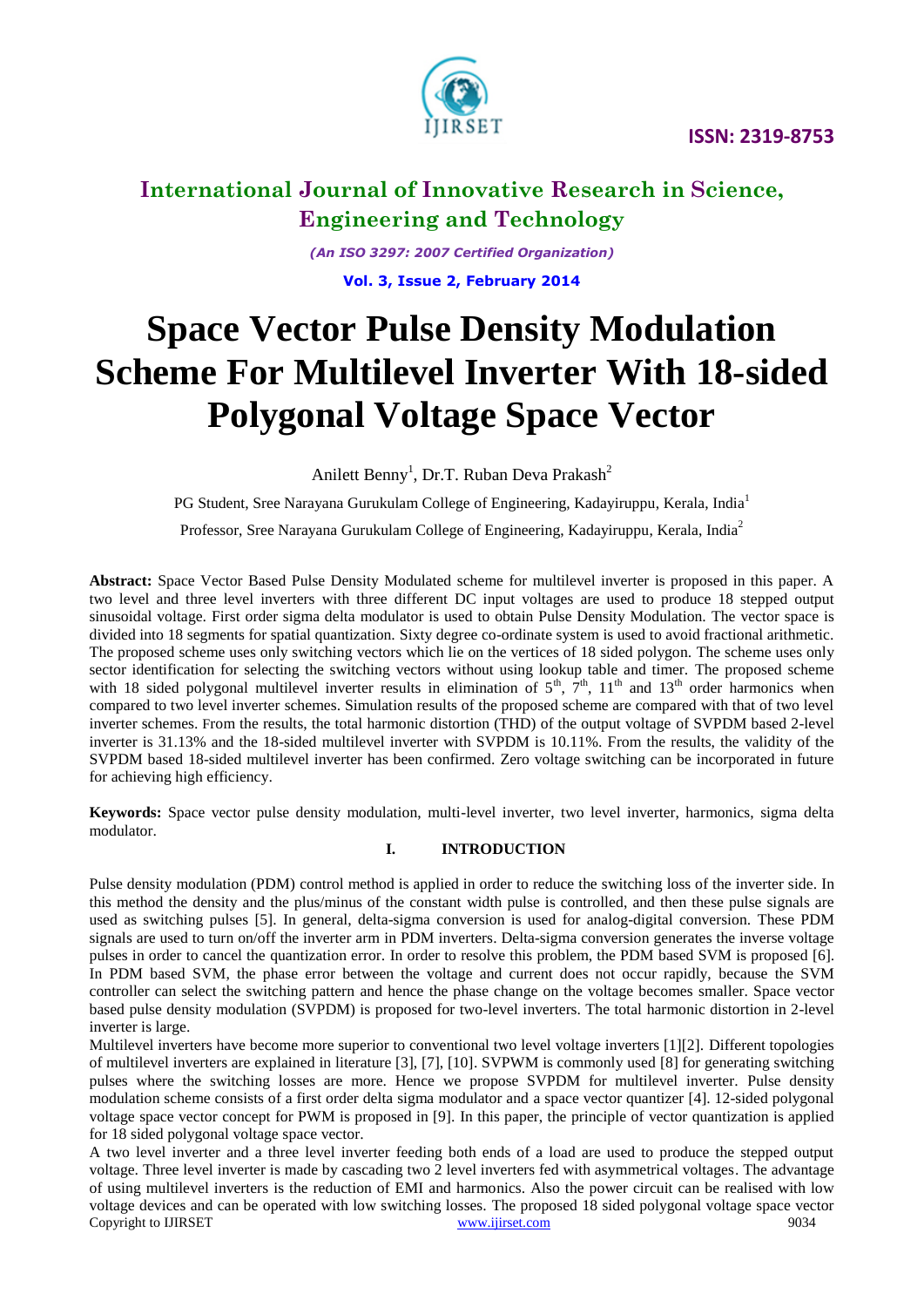# International Journal of Innovative Research in Science, Engineering and Technology

*(An ISO 3297: 2007 Certified Organization)*

**Vol. 3, Issue 2, February 2014**

# Space Vector Pulse Density Modulation Scheme For Multilevel Inverter With 18-sided Polygonal Voltage Space Vector

Anilett Benny[1], Dr.T. Ruban Deva Prakash[2]

PG Student, Sree Narayana Gurukulam College of Engineering, Kadayiruppu, Kerala, India[1]

Professor, Sree Narayana Gurukulam College of Engineering, Kadayiruppu, Kerala, India[2]

**Abstract:** Space Vector Based Pulse Density Modulated scheme for multilevel inverter is proposed in this paper. A two level and three level inverters with three different DC input voltages are used to produce 18 stepped output sinusoidal voltage. First order sigma delta modulator is used to obtain Pulse Density Modulation. The vector space is divided into 18 segments for spatial quantization. Sixty degree co-ordinate system is used to avoid fractional arithmetic. The proposed scheme uses only switching vectors which lie on the vertices of 18 sided polygon. The scheme uses only sector identification for selecting the switching vectors without using lookup table and timer. The proposed scheme with 18 sided polygonal multilevel inverter results in elimination of $5^{th}$, $7^{th}$, $11^{th}$ and $13^{th}$ order harmonics when compared to two level inverter schemes. Simulation results of the proposed scheme are compared with that of two level inverter schemes. From the results, the total harmonic distortion (THD) of the output voltage of SVPDM based 2-level inverter is 31.13% and the 18-sided multilevel inverter with SVPDM is 10.11%. From the results, the validity of the SVPDM based 18-sided multilevel inverter has been confirmed. Zero voltage switching can be incorporated in future for achieving high efficiency.

**Keywords:** Space vector pulse density modulation, multi-level inverter, two level inverter, harmonics, sigma delta modulator.

## I. INTRODUCTION

Pulse density modulation (PDM) control method is applied in order to reduce the switching loss of the inverter side. In this method the density and the plus/minus of the constant width pulse is controlled, and then these pulse signals are used as switching pulses [5]. In general, delta-sigma conversion is used for analog-digital conversion. These PDM signals are used to turn on/off the inverter arm in PDM inverters. Delta-sigma conversion generates the inverse voltage pulses in order to cancel the quantization error. In order to resolve this problem, the PDM based SVM is proposed [6]. In PDM based SVM, the phase error between the voltage and current does not occur rapidly, because the SVM controller can select the switching pattern and hence the phase change on the voltage becomes smaller. Space vector based pulse density modulation (SVPDM) is proposed for two-level inverters. The total harmonic distortion in 2-level inverter is large.

Multilevel inverters have become more superior to conventional two level voltage inverters [1][2]. Different topologies of multilevel inverters are explained in literature [3], [7], [10]. SVPWM is commonly used [8] for generating switching pulses where the switching losses are more. Hence we propose SVPDM for multilevel inverter. Pulse density modulation scheme consists of a first order delta sigma modulator and a space vector quantizer [4]. 12-sided polygonal voltage space vector concept for PWM is proposed in [9]. In this paper, the principle of vector quantization is applied for 18 sided polygonal voltage space vector.

A two level inverter and a three level inverter feeding both ends of a load are used to produce the stepped output voltage. Three level inverter is made by cascading two 2 level inverters fed with asymmetrical voltages. The advantage of using multilevel inverters is the reduction of EMI and harmonics. Also the power circuit can be realised with low voltage devices and can be operated with low switching losses. The proposed 18 sided polygonal voltage space vector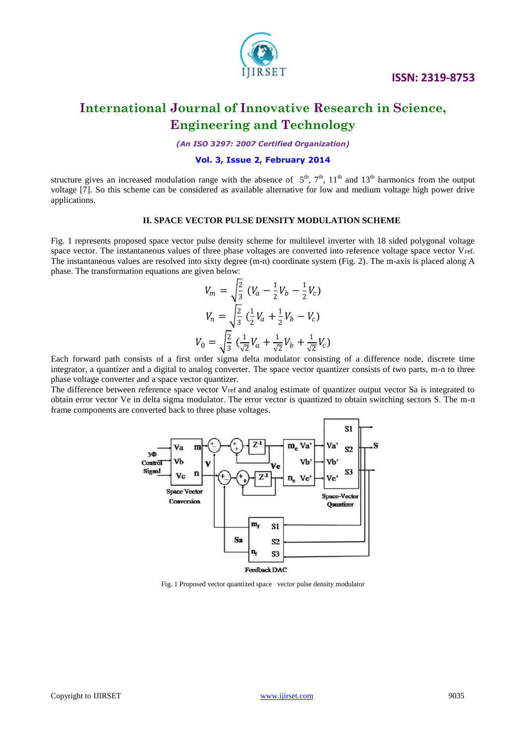structure gives an increased modulation range with the absence of 5th, 7th, 11th and 13th harmonics from the output voltage [7]. So this scheme can be considered as available alternative for low and medium voltage high power drive applications.

## II. SPACE VECTOR PULSE DENSITY MODULATION SCHEME

Fig. 1 represents proposed space vector pulse density scheme for multilevel inverter with 18 sided polygonal voltage space vector. The instantaneous values of three phase voltages are converted into reference voltage space vector $V_{ref}$. The instantaneous values are resolved into sixty degree (m-n) coordinate system (Fig. 2). The m-axis is placed along A phase. The transformation equations are given below:

$$V_m = \sqrt{\frac{2}{3}}\left(V_a - \frac{1}{2}V_b - \frac{1}{2}V_c\right)$$

$$V_n = \sqrt{\frac{2}{3}}\left(\frac{1}{2}V_a + \frac{1}{2}V_b - V_c\right)$$

$$V_0 = \sqrt{\frac{2}{3}}\left(\frac{1}{\sqrt{2}}V_a + \frac{1}{\sqrt{2}}V_b + \frac{1}{\sqrt{2}}V_c\right)$$

Each forward path consists of a first order sigma delta modulator consisting of a difference node, discrete time integrator, a quantizer and a digital to analog converter. The space vector quantizer consists of two parts, m-n to three phase voltage converter and a space vector quantizer.

The difference between reference space vector $V_{ref}$ and analog estimate of quantizer output vector Sa is integrated to obtain error vector Ve in delta sigma modulator. The error vector is quantized to obtain switching sectors S. The m-n frame components are converted back to three phase voltages.

Fig. 1 Proposed vector quantized space vector pulse density modulator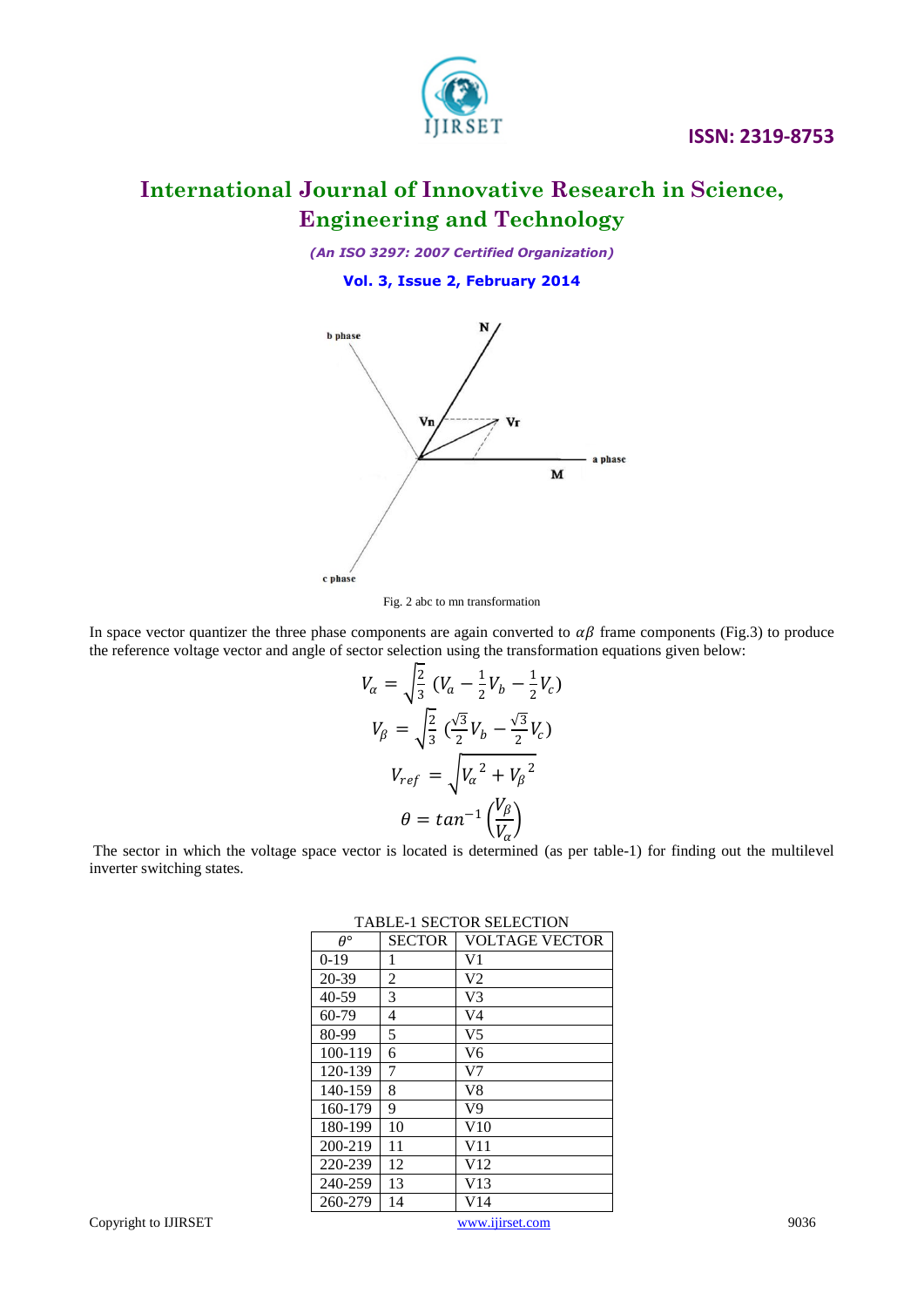Fig. 2 abc to mn transformation

In space vector quantizer the three phase components are again converted to $\alpha\beta$ frame components (Fig.3) to produce the reference voltage vector and angle of sector selection using the transformation equations given below:

$$V_\alpha = \sqrt{\frac{2}{3}}\left(V_a - \frac{1}{2}V_b - \frac{1}{2}V_c\right)$$

$$V_\beta = \sqrt{\frac{2}{3}}\left(\frac{\sqrt{3}}{2}V_b - \frac{\sqrt{3}}{2}V_c\right)$$

$$V_{ref} = \sqrt{{V_\alpha}^2 + {V_\beta}^2}$$

$$\theta = tan^{-1}\left(\frac{V_\beta}{V_\alpha}\right)$$

The sector in which the voltage space vector is located is determined (as per table-1) for finding out the multilevel inverter switching states.

TABLE-1 SECTOR SELECTION

| $\theta°$ | SECTOR | VOLTAGE VECTOR |
|---|---|---|
| 0-19 | 1 | V1 |
| 20-39 | 2 | V2 |
| 40-59 | 3 | V3 |
| 60-79 | 4 | V4 |
| 80-99 | 5 | V5 |
| 100-119 | 6 | V6 |
| 120-139 | 7 | V7 |
| 140-159 | 8 | V8 |
| 160-179 | 9 | V9 |
| 180-199 | 10 | V10 |
| 200-219 | 11 | V11 |
| 220-239 | 12 | V12 |
| 240-259 | 13 | V13 |
| 260-279 | 14 | V14 |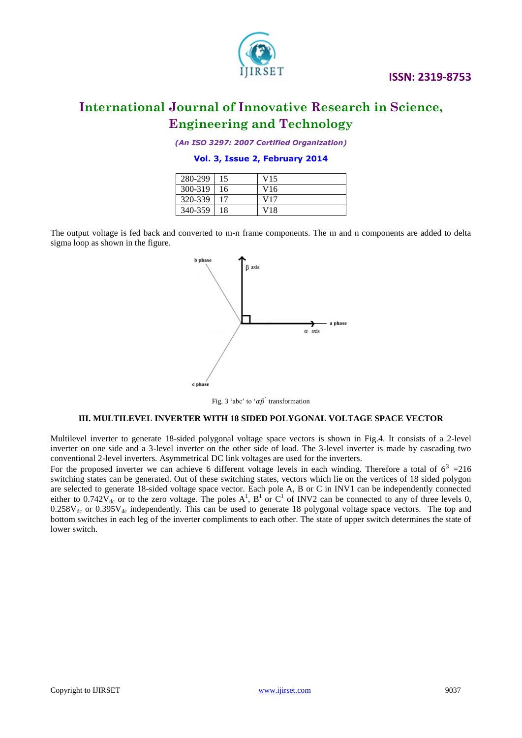| 280-299 | 15 | V15 |
|---|---|---|
| 300-319 | 16 | V16 |
| 320-339 | 17 | V17 |
| 340-359 | 18 | V18 |

The output voltage is fed back and converted to m-n frame components. The m and n components are added to delta sigma loop as shown in the figure.

Fig. 3 'abc' to '$\alpha\beta'$' transformation

### III. MULTILEVEL INVERTER WITH 18 SIDED POLYGONAL VOLTAGE SPACE VECTOR

Multilevel inverter to generate 18-sided polygonal voltage space vectors is shown in Fig.4. It consists of a 2-level inverter on one side and a 3-level inverter on the other side of load. The 3-level inverter is made by cascading two conventional 2-level inverters. Asymmetrical DC link voltages are used for the inverters.

For the proposed inverter we can achieve 6 different voltage levels in each winding. Therefore a total of $6^3$ =216 switching states can be generated. Out of these switching states, vectors which lie on the vertices of 18 sided polygon are selected to generate 18-sided voltage space vector. Each pole A, B or C in INV1 can be independently connected either to $0.742V_{dc}$ or to the zero voltage. The poles $A^1$, $B^1$ or $C^1$ of INV2 can be connected to any of three levels 0, $0.258V_{dc}$ or $0.395V_{dc}$ independently. This can be used to generate 18 polygonal voltage space vectors. The top and bottom switches in each leg of the inverter compliments to each other. The state of upper switch determines the state of lower switch.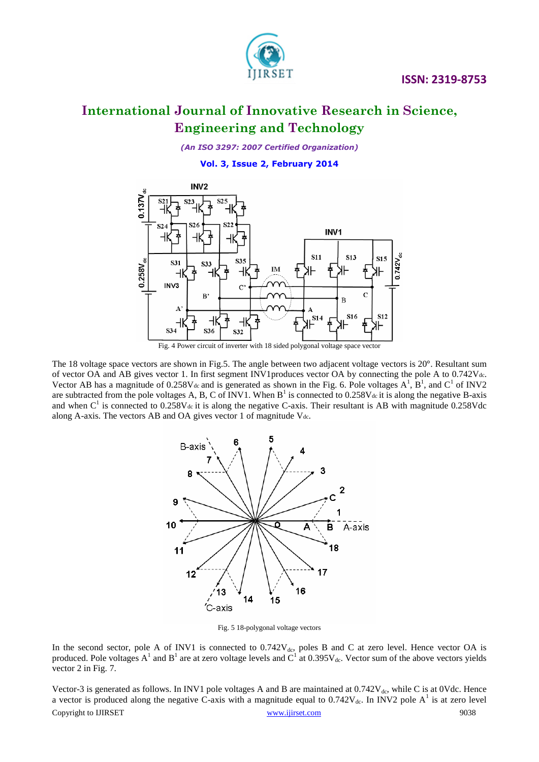Fig. 4 Power circuit of inverter with 18 sided polygonal voltage space vector

The 18 voltage space vectors are shown in Fig.5. The angle between two adjacent voltage vectors is 20°. Resultant sum of vector OA and AB gives vector 1. In first segment INV1produces vector OA by connecting the pole A to $0.742V_{dc}$. Vector AB has a magnitude of $0.258V_{dc}$ and is generated as shown in the Fig. 6. Pole voltages $A^1$, $B^1$, and $C^1$ of INV2 are subtracted from the pole voltages A, B, C of INV1. When $B^1$ is connected to $0.258V_{dc}$ it is along the negative B-axis and when $C^1$ is connected to $0.258V_{dc}$ it is along the negative C-axis. Their resultant is AB with magnitude 0.258Vdc along A-axis. The vectors AB and OA gives vector 1 of magnitude $V_{dc}$.

Fig. 5 18-polygonal voltage vectors

In the second sector, pole A of INV1 is connected to $0.742V_{dc}$, poles B and C at zero level. Hence vector OA is produced. Pole voltages $A^1$ and $B^1$ are at zero voltage levels and $C^1$ at $0.395V_{dc}$. Vector sum of the above vectors yields vector 2 in Fig. 7.

Vector-3 is generated as follows. In INV1 pole voltages A and B are maintained at $0.742V_{dc}$, while C is at 0Vdc. Hence a vector is produced along the negative C-axis with a magnitude equal to $0.742V_{dc}$. In INV2 pole $A^1$ is at zero level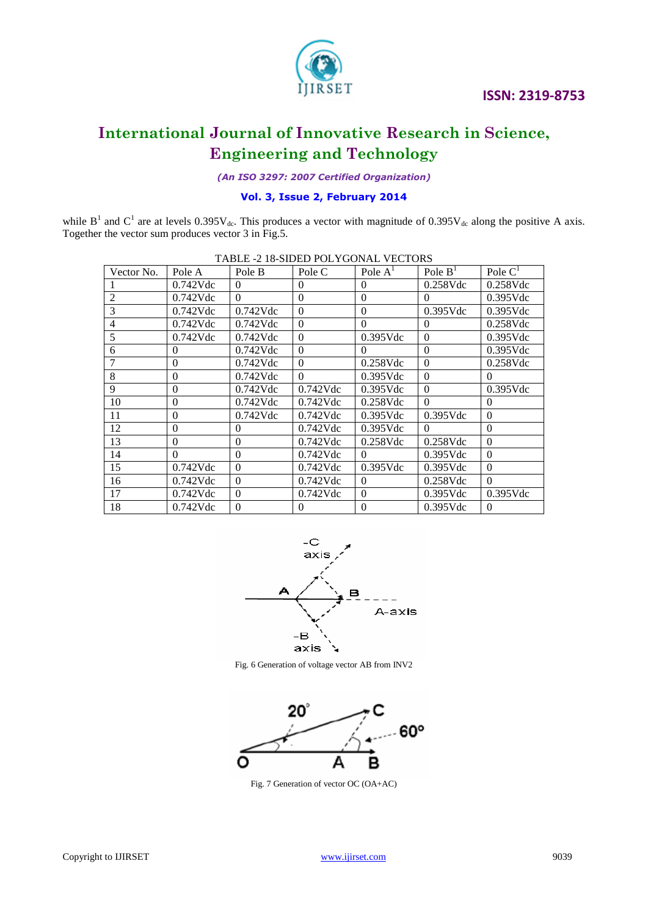while B[1] and C[1] are at levels $0.395V_{dc}$. This produces a vector with magnitude of $0.395V_{dc}$ along the positive A axis. Together the vector sum produces vector 3 in Fig.5.

TABLE -2 18-SIDED POLYGONAL VECTORS

| Vector No. | Pole A | Pole B | Pole C | Pole $A^1$ | Pole $B^1$ | Pole $C^1$ |
|---|---|---|---|---|---|---|
| 1 | 0.742Vdc | 0 | 0 | 0 | 0.258Vdc | 0.258Vdc |
| 2 | 0.742Vdc | 0 | 0 | 0 | 0 | 0.395Vdc |
| 3 | 0.742Vdc | 0.742Vdc | 0 | 0 | 0.395Vdc | 0.395Vdc |
| 4 | 0.742Vdc | 0.742Vdc | 0 | 0 | 0 | 0.258Vdc |
| 5 | 0.742Vdc | 0.742Vdc | 0 | 0.395Vdc | 0 | 0.395Vdc |
| 6 | 0 | 0.742Vdc | 0 | 0 | 0 | 0.395Vdc |
| 7 | 0 | 0.742Vdc | 0 | 0.258Vdc | 0 | 0.258Vdc |
| 8 | 0 | 0.742Vdc | 0 | 0.395Vdc | 0 | 0 |
| 9 | 0 | 0.742Vdc | 0.742Vdc | 0.395Vdc | 0 | 0.395Vdc |
| 10 | 0 | 0.742Vdc | 0.742Vdc | 0.258Vdc | 0 | 0 |
| 11 | 0 | 0.742Vdc | 0.742Vdc | 0.395Vdc | 0.395Vdc | 0 |
| 12 | 0 | 0 | 0.742Vdc | 0.395Vdc | 0 | 0 |
| 13 | 0 | 0 | 0.742Vdc | 0.258Vdc | 0.258Vdc | 0 |
| 14 | 0 | 0 | 0.742Vdc | 0 | 0.395Vdc | 0 |
| 15 | 0.742Vdc | 0 | 0.742Vdc | 0.395Vdc | 0.395Vdc | 0 |
| 16 | 0.742Vdc | 0 | 0.742Vdc | 0 | 0.258Vdc | 0 |
| 17 | 0.742Vdc | 0 | 0.742Vdc | 0 | 0.395Vdc | 0.395Vdc |
| 18 | 0.742Vdc | 0 | 0 | 0 | 0.395Vdc | 0 |

Fig. 6 Generation of voltage vector AB from INV2

Fig. 7 Generation of vector OC (OA+AC)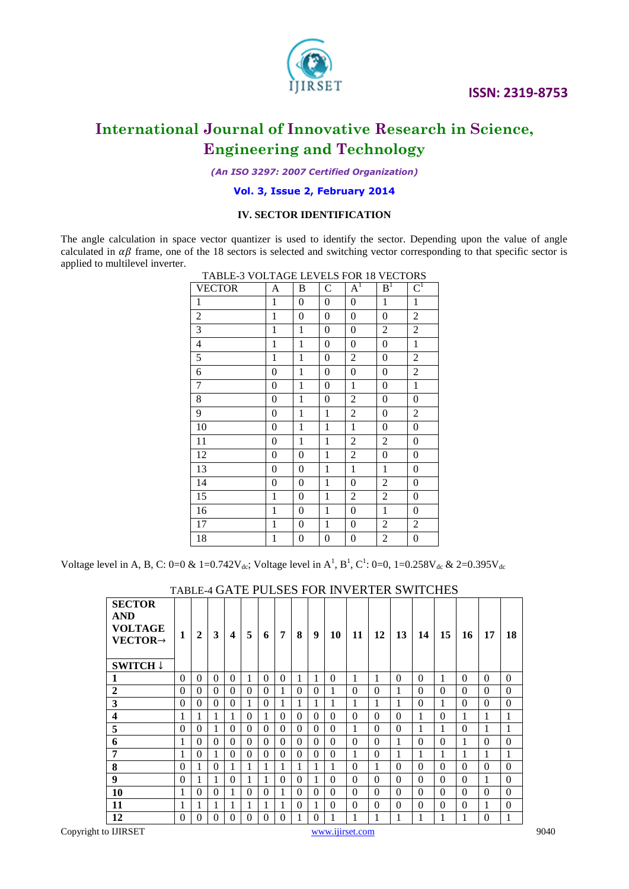## IV. SECTOR IDENTIFICATION

The angle calculation in space vector quantizer is used to identify the sector. Depending upon the value of angle calculated in $\alpha\beta$ frame, one of the 18 sectors is selected and switching vector corresponding to that specific sector is applied to multilevel inverter.

TABLE-3 VOLTAGE LEVELS FOR 18 VECTORS

| VECTOR | A | B | C | $A^1$ | $B^1$ | $C^1$ |
|---|---|---|---|---|---|---|
| 1 | 1 | 0 | 0 | 0 | 1 | 1 |
| 2 | 1 | 0 | 0 | 0 | 0 | 2 |
| 3 | 1 | 1 | 0 | 0 | 2 | 2 |
| 4 | 1 | 1 | 0 | 0 | 0 | 1 |
| 5 | 1 | 1 | 0 | 2 | 0 | 2 |
| 6 | 0 | 1 | 0 | 0 | 0 | 2 |
| 7 | 0 | 1 | 0 | 1 | 0 | 1 |
| 8 | 0 | 1 | 0 | 2 | 0 | 0 |
| 9 | 0 | 1 | 1 | 2 | 0 | 2 |
| 10 | 0 | 1 | 1 | 1 | 0 | 0 |
| 11 | 0 | 1 | 1 | 2 | 2 | 0 |
| 12 | 0 | 0 | 1 | 2 | 0 | 0 |
| 13 | 0 | 0 | 1 | 1 | 1 | 0 |
| 14 | 0 | 0 | 1 | 0 | 2 | 0 |
| 15 | 1 | 0 | 1 | 2 | 2 | 0 |
| 16 | 1 | 0 | 1 | 0 | 1 | 0 |
| 17 | 1 | 0 | 1 | 0 | 2 | 2 |
| 18 | 1 | 0 | 0 | 0 | 2 | 0 |

Voltage level in A, B, C: 0=0 & 1=$0.742V_{dc}$; Voltage level in $A^1$, $B^1$, $C^1$: 0=0, 1=$0.258V_{dc}$ & 2=$0.395V_{dc}$

TABLE-4 GATE PULSES FOR INVERTER SWITCHES

| **SECTOR AND VOLTAGE VECTOR→** / **SWITCH ↓** | 1 | 2 | 3 | 4 | 5 | 6 | 7 | 8 | 9 | 10 | 11 | 12 | 13 | 14 | 15 | 16 | 17 | 18 |
|---|---|---|---|---|---|---|---|---|---|---|---|---|---|---|---|---|---|---|
| **1** | 0 | 0 | 0 | 0 | 1 | 0 | 0 | 1 | 1 | 0 | 1 | 1 | 0 | 0 | 1 | 0 | 0 | 0 |
| **2** | 0 | 0 | 0 | 0 | 0 | 0 | 1 | 0 | 0 | 1 | 0 | 0 | 1 | 0 | 0 | 0 | 0 | 0 |
| **3** | 0 | 0 | 0 | 0 | 1 | 0 | 1 | 1 | 1 | 1 | 1 | 1 | 1 | 0 | 1 | 0 | 0 | 0 |
| **4** | 1 | 1 | 1 | 1 | 0 | 1 | 0 | 0 | 0 | 0 | 0 | 0 | 0 | 1 | 0 | 1 | 1 | 1 |
| **5** | 0 | 0 | 1 | 0 | 0 | 0 | 0 | 0 | 0 | 0 | 1 | 0 | 0 | 1 | 1 | 0 | 1 | 1 |
| **6** | 1 | 0 | 0 | 0 | 0 | 0 | 0 | 0 | 0 | 0 | 0 | 0 | 1 | 0 | 0 | 1 | 0 | 0 |
| **7** | 1 | 0 | 1 | 0 | 0 | 0 | 0 | 0 | 0 | 0 | 1 | 0 | 1 | 1 | 1 | 1 | 1 | 1 |
| **8** | 0 | 1 | 0 | 1 | 1 | 1 | 1 | 1 | 1 | 1 | 0 | 1 | 0 | 0 | 0 | 0 | 0 | 0 |
| **9** | 0 | 1 | 1 | 0 | 1 | 1 | 0 | 0 | 1 | 0 | 0 | 0 | 0 | 0 | 0 | 0 | 1 | 0 |
| **10** | 1 | 0 | 0 | 1 | 0 | 0 | 1 | 0 | 0 | 0 | 0 | 0 | 0 | 0 | 0 | 0 | 0 | 0 |
| **11** | 1 | 1 | 1 | 1 | 1 | 1 | 1 | 0 | 1 | 0 | 0 | 0 | 0 | 0 | 0 | 0 | 1 | 0 |
| **12** | 0 | 0 | 0 | 0 | 0 | 0 | 0 | 1 | 0 | 1 | 1 | 1 | 1 | 1 | 1 | 1 | 0 | 1 |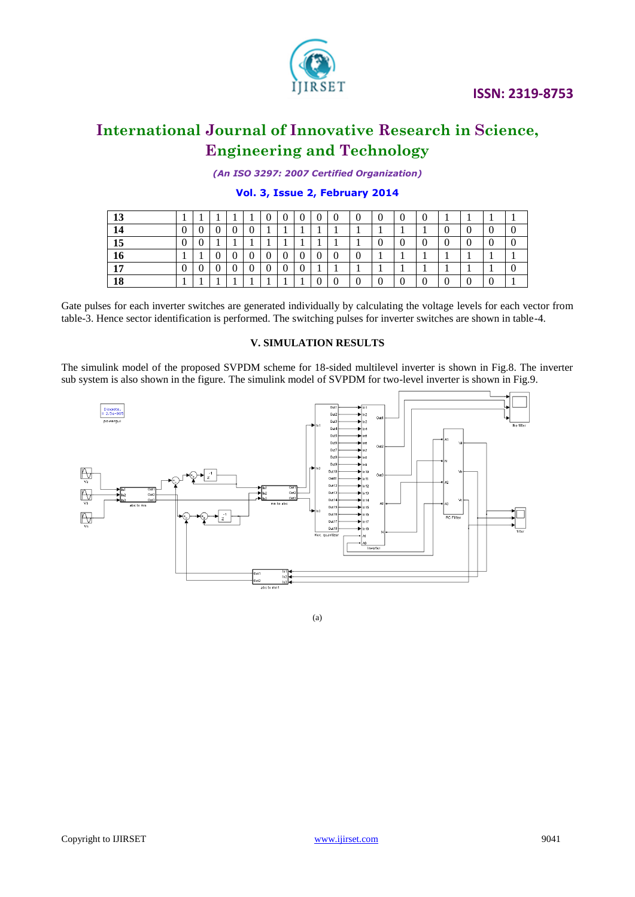| 13 | 1 | 1 | 1 | 1 | 1 | 0 | 0 | 0 | 0 | 0 | 0 | 0 | 0 | 0 | 1 | 1 | 1 | 1 |
|---|---|---|---|---|---|---|---|---|---|---|---|---|---|---|---|---|---|---|
| 14 | 0 | 0 | 0 | 0 | 0 | 1 | 1 | 1 | 1 | 1 | 1 | 1 | 1 | 1 | 0 | 0 | 0 | 0 |
| 15 | 0 | 0 | 1 | 1 | 1 | 1 | 1 | 1 | 1 | 1 | 1 | 0 | 0 | 0 | 0 | 0 | 0 | 0 |
| 16 | 1 | 1 | 0 | 0 | 0 | 0 | 0 | 0 | 0 | 0 | 0 | 1 | 1 | 1 | 1 | 1 | 1 | 1 |
| 17 | 0 | 0 | 0 | 0 | 0 | 0 | 0 | 0 | 1 | 1 | 1 | 1 | 1 | 1 | 1 | 1 | 1 | 0 |
| 18 | 1 | 1 | 1 | 1 | 1 | 1 | 1 | 1 | 0 | 0 | 0 | 0 | 0 | 0 | 0 | 0 | 0 | 1 |

Gate pulses for each inverter switches are generated individually by calculating the voltage levels for each vector from table-3. Hence sector identification is performed. The switching pulses for inverter switches are shown in table-4.

## V. SIMULATION RESULTS

The simulink model of the proposed SVPDM scheme for 18-sided multilevel inverter is shown in Fig.8. The inverter sub system is also shown in the figure. The simulink model of SVPDM for two-level inverter is shown in Fig.9.

(a)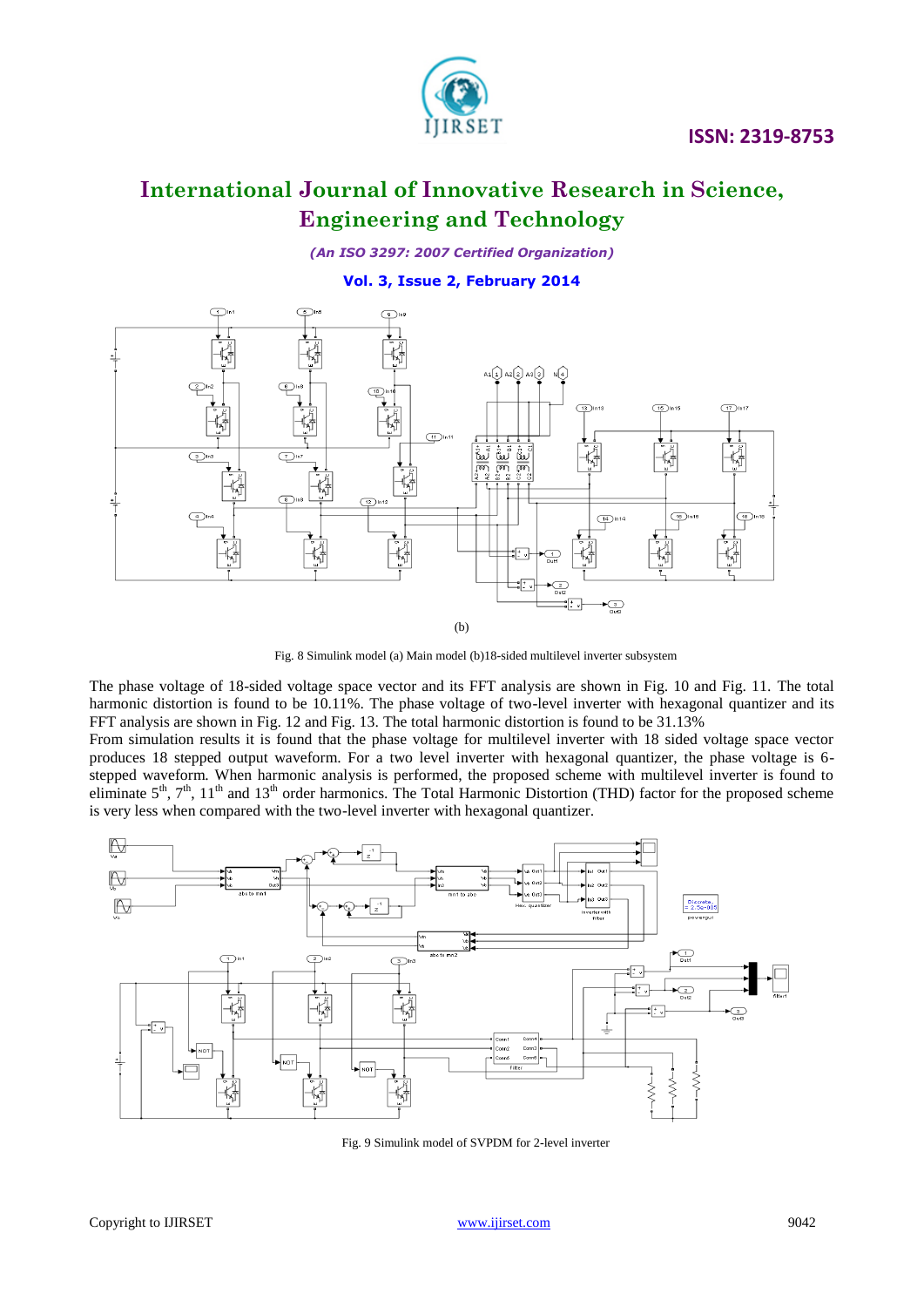(b)

Fig. 8 Simulink model (a) Main model (b)18-sided multilevel inverter subsystem

The phase voltage of 18-sided voltage space vector and its FFT analysis are shown in Fig. 10 and Fig. 11. The total harmonic distortion is found to be 10.11%. The phase voltage of two-level inverter with hexagonal quantizer and its FFT analysis are shown in Fig. 12 and Fig. 13. The total harmonic distortion is found to be 31.13%

From simulation results it is found that the phase voltage for multilevel inverter with 18 sided voltage space vector produces 18 stepped output waveform. For a two level inverter with hexagonal quantizer, the phase voltage is 6-stepped waveform. When harmonic analysis is performed, the proposed scheme with multilevel inverter is found to eliminate $5^{th}$, $7^{th}$, $11^{th}$ and $13^{th}$ order harmonics. The Total Harmonic Distortion (THD) factor for the proposed scheme is very less when compared with the two-level inverter with hexagonal quantizer.

Fig. 9 Simulink model of SVPDM for 2-level inverter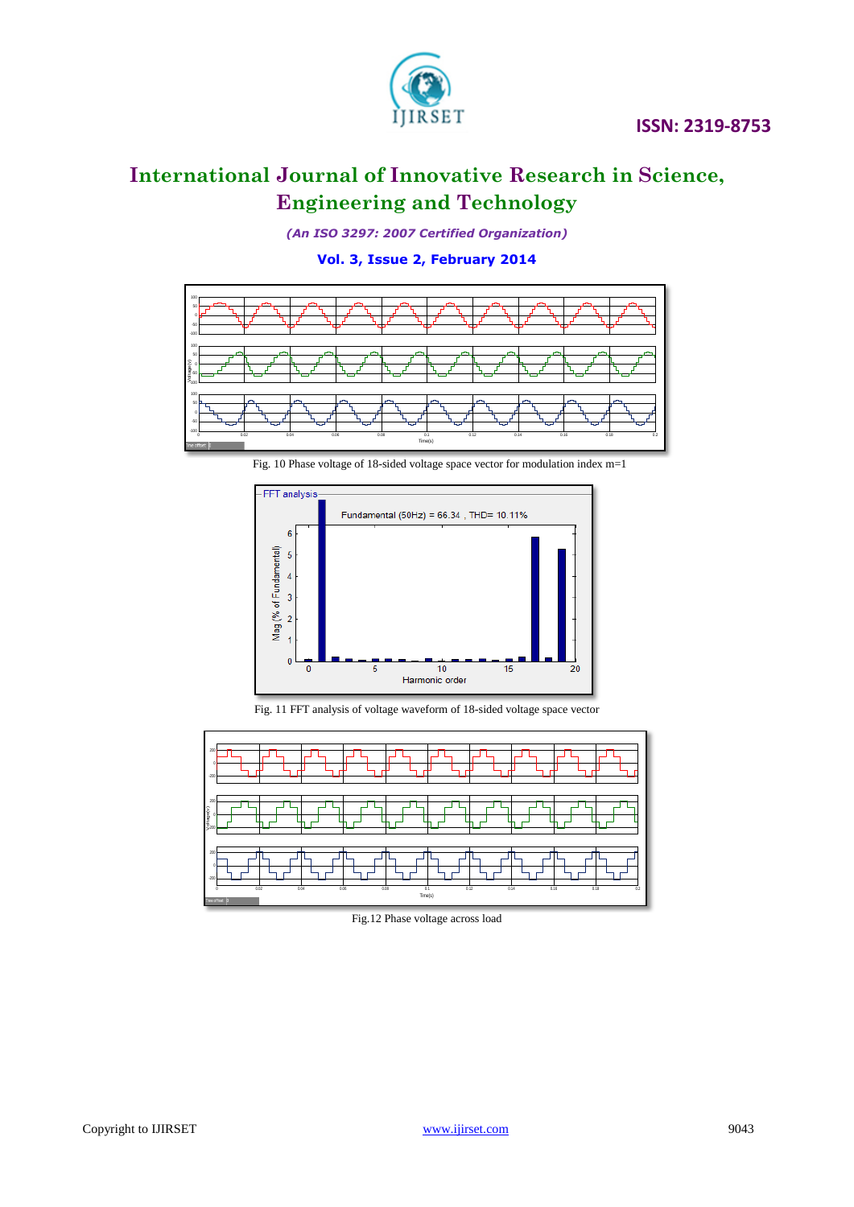Fig. 10 Phase voltage of 18-sided voltage space vector for modulation index m=1

Fig. 11 FFT analysis of voltage waveform of 18-sided voltage space vector

Fig.12 Phase voltage across load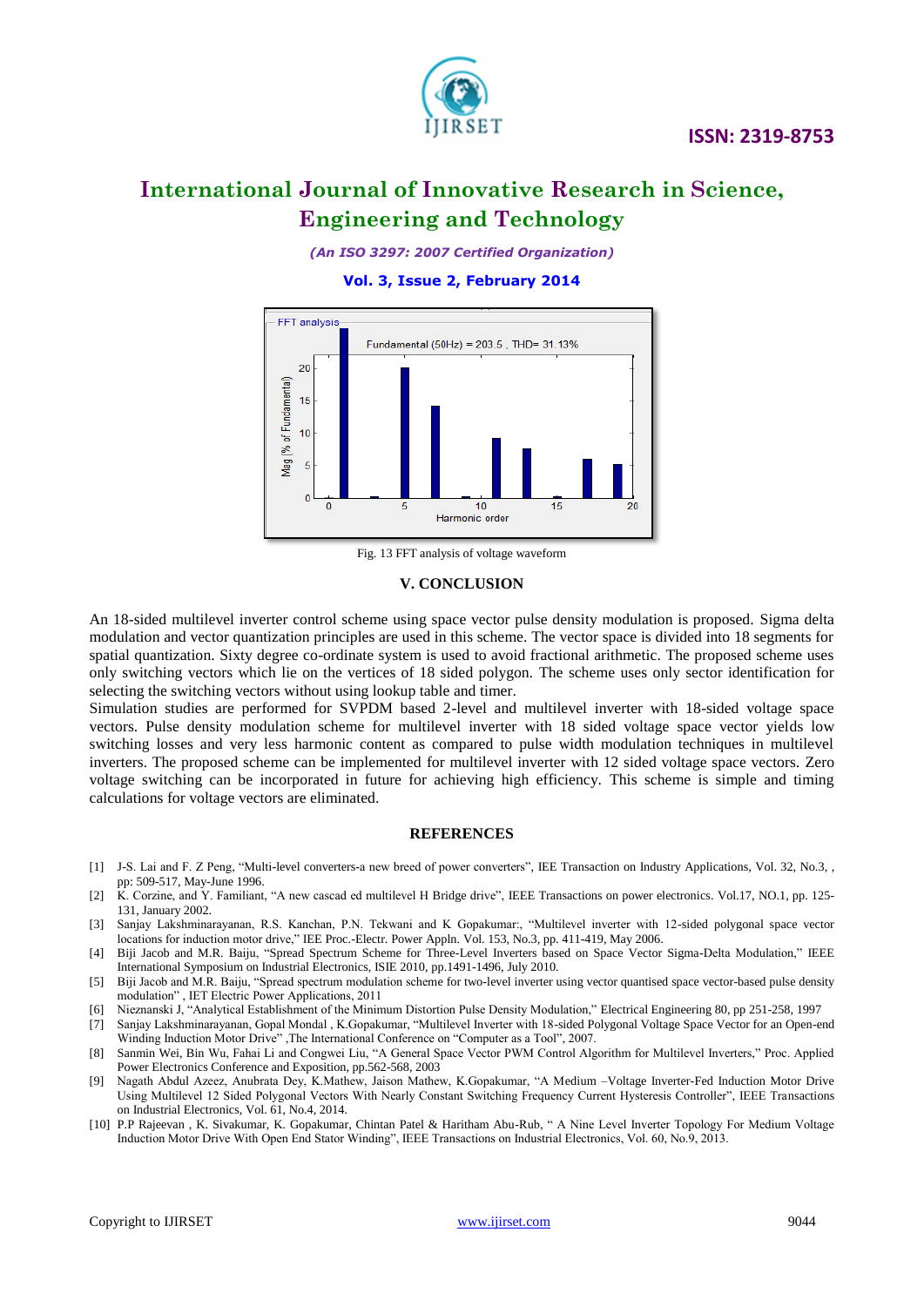FFT analysis

Fundamental (50Hz) = 203.5 , THD= 31.13%

Mag (% of Fundamental)

0 5 10 15 20

0 5 10 15 20

Harmonic order

Fig. 13 FFT analysis of voltage waveform

## V. CONCLUSION

An 18-sided multilevel inverter control scheme using space vector pulse density modulation is proposed. Sigma delta modulation and vector quantization principles are used in this scheme. The vector space is divided into 18 segments for spatial quantization. Sixty degree co-ordinate system is used to avoid fractional arithmetic. The proposed scheme uses only switching vectors which lie on the vertices of 18 sided polygon. The scheme uses only sector identification for selecting the switching vectors without using lookup table and timer.

Simulation studies are performed for SVPDM based 2-level and multilevel inverter with 18-sided voltage space vectors. Pulse density modulation scheme for multilevel inverter with 18 sided voltage space vector yields low switching losses and very less harmonic content as compared to pulse width modulation techniques in multilevel inverters. The proposed scheme can be implemented for multilevel inverter with 12 sided voltage space vectors. Zero voltage switching can be incorporated in future for achieving high efficiency. This scheme is simple and timing calculations for voltage vectors are eliminated.

## REFERENCES

[1] J-S. Lai and F. Z Peng, "Multi-level converters-a new breed of power converters", IEE Transaction on Industry Applications, Vol. 32, No.3, , pp: 509-517, May-June 1996.

[2] K. Corzine, and Y. Familiant, "A new cascad ed multilevel H Bridge drive", IEEE Transactions on power electronics. Vol.17, NO.1, pp. 125-131, January 2002.

[3] Sanjay Lakshminarayanan, R.S. Kanchan, P.N. Tekwani and K Gopakumar:, "Multilevel inverter with 12-sided polygonal space vector locations for induction motor drive," IEE Proc.-Electr. Power Appln. Vol. 153, No.3, pp. 411-419, May 2006.

[4] Biji Jacob and M.R. Baiju, "Spread Spectrum Scheme for Three-Level Inverters based on Space Vector Sigma-Delta Modulation," IEEE International Symposium on Industrial Electronics, ISIE 2010, pp.1491-1496, July 2010.

[5] Biji Jacob and M.R. Baiju, "Spread spectrum modulation scheme for two-level inverter using vector quantised space vector-based pulse density modulation" , IET Electric Power Applications, 2011

[6] Nieznanski J, "Analytical Establishment of the Minimum Distortion Pulse Density Modulation," Electrical Engineering 80, pp 251-258, 1997

[7] Sanjay Lakshminarayanan, Gopal Mondal , K.Gopakumar, "Multilevel Inverter with 18-sided Polygonal Voltage Space Vector for an Open-end Winding Induction Motor Drive" ,The International Conference on "Computer as a Tool", 2007.

[8] Sanmin Wei, Bin Wu, Fahai Li and Congwei Liu, "A General Space Vector PWM Control Algorithm for Multilevel Inverters," Proc. Applied Power Electronics Conference and Exposition, pp.562-568, 2003

[9] Nagath Abdul Azeez, Anubrata Dey, K.Mathew, Jaison Mathew, K.Gopakumar, "A Medium –Voltage Inverter-Fed Induction Motor Drive Using Multilevel 12 Sided Polygonal Vectors With Nearly Constant Switching Frequency Current Hysteresis Controller", IEEE Transactions on Industrial Electronics, Vol. 61, No.4, 2014.

[10] P.P Rajeevan , K. Sivakumar, K. Gopakumar, Chintan Patel & Haritham Abu-Rub, " A Nine Level Inverter Topology For Medium Voltage Induction Motor Drive With Open End Stator Winding", IEEE Transactions on Industrial Electronics, Vol. 60, No.9, 2013.